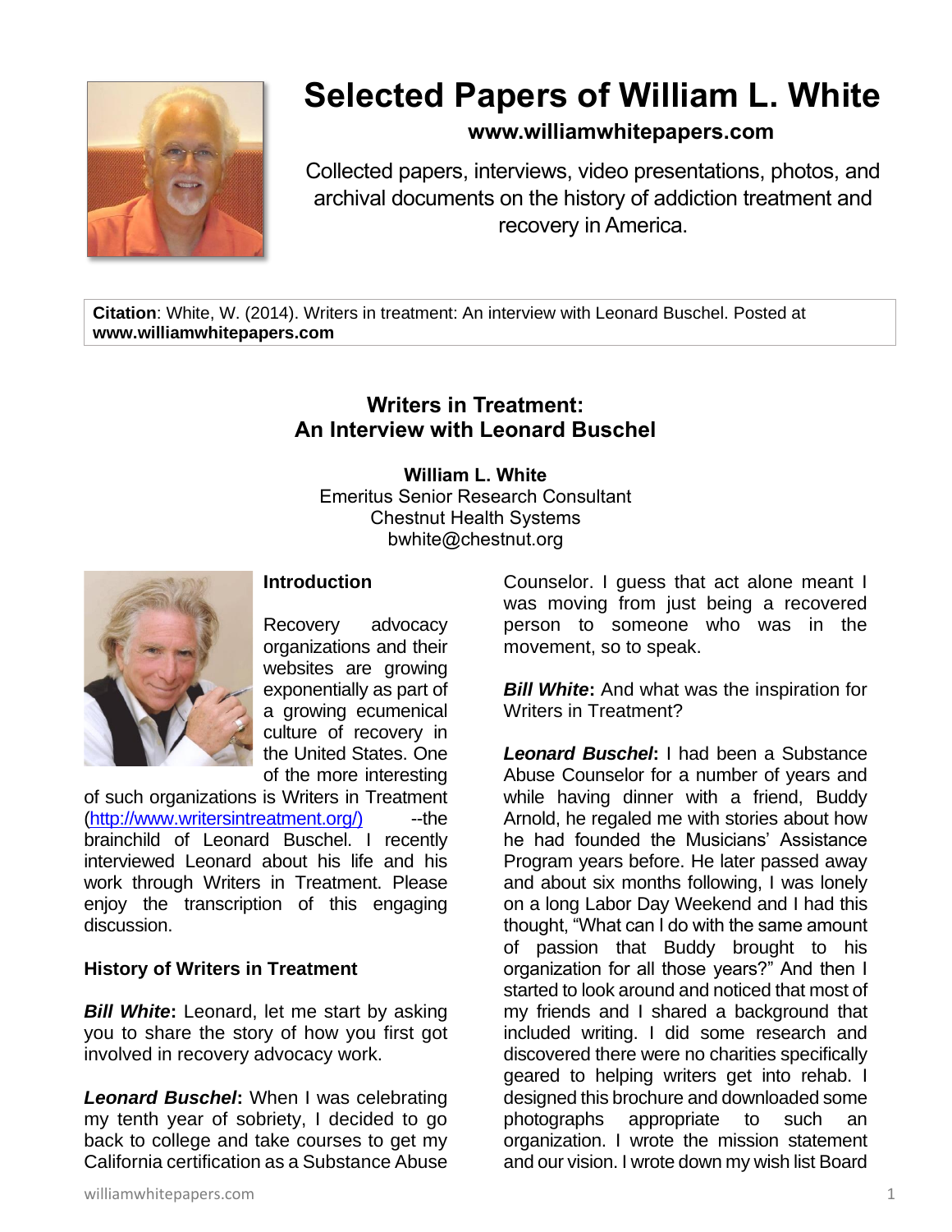# Selected Papers of William L. White

**www.williamwhitepapers.com**

Collected papers, interviews, video presentations, photos, and archival documents on the history of addiction treatment and recovery in America.

**Citation**: White, W. (2014). Writers in treatment: An interview with Leonard Buschel. Posted at **www.williamwhitepapers.com**

## Writers in Treatment: An Interview with Leonard Buschel

**William L. White**
Emeritus Senior Research Consultant
Chestnut Health Systems
bwhite@chestnut.org

### Introduction

Recovery advocacy organizations and their websites are growing exponentially as part of a growing ecumenical culture of recovery in the United States. One of the more interesting of such organizations is Writers in Treatment (http://www.writersintreatment.org/) --the brainchild of Leonard Buschel. I recently interviewed Leonard about his life and his work through Writers in Treatment. Please enjoy the transcription of this engaging discussion.

### History of Writers in Treatment

***Bill White*:** Leonard, let me start by asking you to share the story of how you first got involved in recovery advocacy work.

***Leonard Buschel*:** When I was celebrating my tenth year of sobriety, I decided to go back to college and take courses to get my California certification as a Substance Abuse Counselor. I guess that act alone meant I was moving from just being a recovered person to someone who was in the movement, so to speak.

***Bill White*:** And what was the inspiration for Writers in Treatment?

***Leonard Buschel*:** I had been a Substance Abuse Counselor for a number of years and while having dinner with a friend, Buddy Arnold, he regaled me with stories about how he had founded the Musicians' Assistance Program years before. He later passed away and about six months following, I was lonely on a long Labor Day Weekend and I had this thought, "What can I do with the same amount of passion that Buddy brought to his organization for all those years?" And then I started to look around and noticed that most of my friends and I shared a background that included writing. I did some research and discovered there were no charities specifically geared to helping writers get into rehab. I designed this brochure and downloaded some photographs appropriate to such an organization. I wrote the mission statement and our vision. I wrote down my wish list Board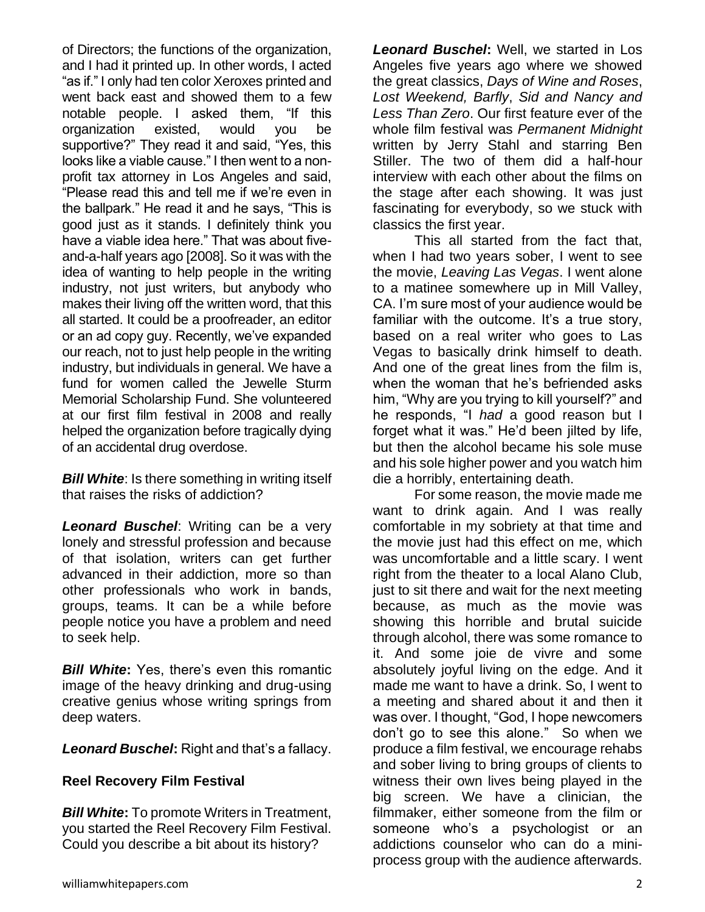of Directors; the functions of the organization, and I had it printed up. In other words, I acted "as if." I only had ten color Xeroxes printed and went back east and showed them to a few notable people. I asked them, "If this organization existed, would you be supportive?" They read it and said, "Yes, this looks like a viable cause." I then went to a non-profit tax attorney in Los Angeles and said, "Please read this and tell me if we're even in the ballpark." He read it and he says, "This is good just as it stands. I definitely think you have a viable idea here." That was about five-and-a-half years ago [2008]. So it was with the idea of wanting to help people in the writing industry, not just writers, but anybody who makes their living off the written word, that this all started. It could be a proofreader, an editor or an ad copy guy. Recently, we've expanded our reach, not to just help people in the writing industry, but individuals in general. We have a fund for women called the Jewelle Sturm Memorial Scholarship Fund. She volunteered at our first film festival in 2008 and really helped the organization before tragically dying of an accidental drug overdose.

***Bill White***: Is there something in writing itself that raises the risks of addiction?

***Leonard Buschel***: Writing can be a very lonely and stressful profession and because of that isolation, writers can get further advanced in their addiction, more so than other professionals who work in bands, groups, teams. It can be a while before people notice you have a problem and need to seek help.

***Bill White*:** Yes, there's even this romantic image of the heavy drinking and drug-using creative genius whose writing springs from deep waters.

***Leonard Buschel*:** Right and that's a fallacy.

**Reel Recovery Film Festival**

***Bill White*:** To promote Writers in Treatment, you started the Reel Recovery Film Festival. Could you describe a bit about its history?

***Leonard Buschel*:** Well, we started in Los Angeles five years ago where we showed the great classics, *Days of Wine and Roses*, *Lost Weekend, Barfly*, *Sid and Nancy and Less Than Zero*. Our first feature ever of the whole film festival was *Permanent Midnight* written by Jerry Stahl and starring Ben Stiller. The two of them did a half-hour interview with each other about the films on the stage after each showing. It was just fascinating for everybody, so we stuck with classics the first year.

This all started from the fact that, when I had two years sober, I went to see the movie, *Leaving Las Vegas*. I went alone to a matinee somewhere up in Mill Valley, CA. I'm sure most of your audience would be familiar with the outcome. It's a true story, based on a real writer who goes to Las Vegas to basically drink himself to death. And one of the great lines from the film is, when the woman that he's befriended asks him, "Why are you trying to kill yourself?" and he responds, "I *had* a good reason but I forget what it was." He'd been jilted by life, but then the alcohol became his sole muse and his sole higher power and you watch him die a horribly, entertaining death.

For some reason, the movie made me want to drink again. And I was really comfortable in my sobriety at that time and the movie just had this effect on me, which was uncomfortable and a little scary. I went right from the theater to a local Alano Club, just to sit there and wait for the next meeting because, as much as the movie was showing this horrible and brutal suicide through alcohol, there was some romance to it. And some joie de vivre and some absolutely joyful living on the edge. And it made me want to have a drink. So, I went to a meeting and shared about it and then it was over. I thought, "God, I hope newcomers don't go to see this alone." So when we produce a film festival, we encourage rehabs and sober living to bring groups of clients to witness their own lives being played in the big screen. We have a clinician, the filmmaker, either someone from the film or someone who's a psychologist or an addictions counselor who can do a mini-process group with the audience afterwards.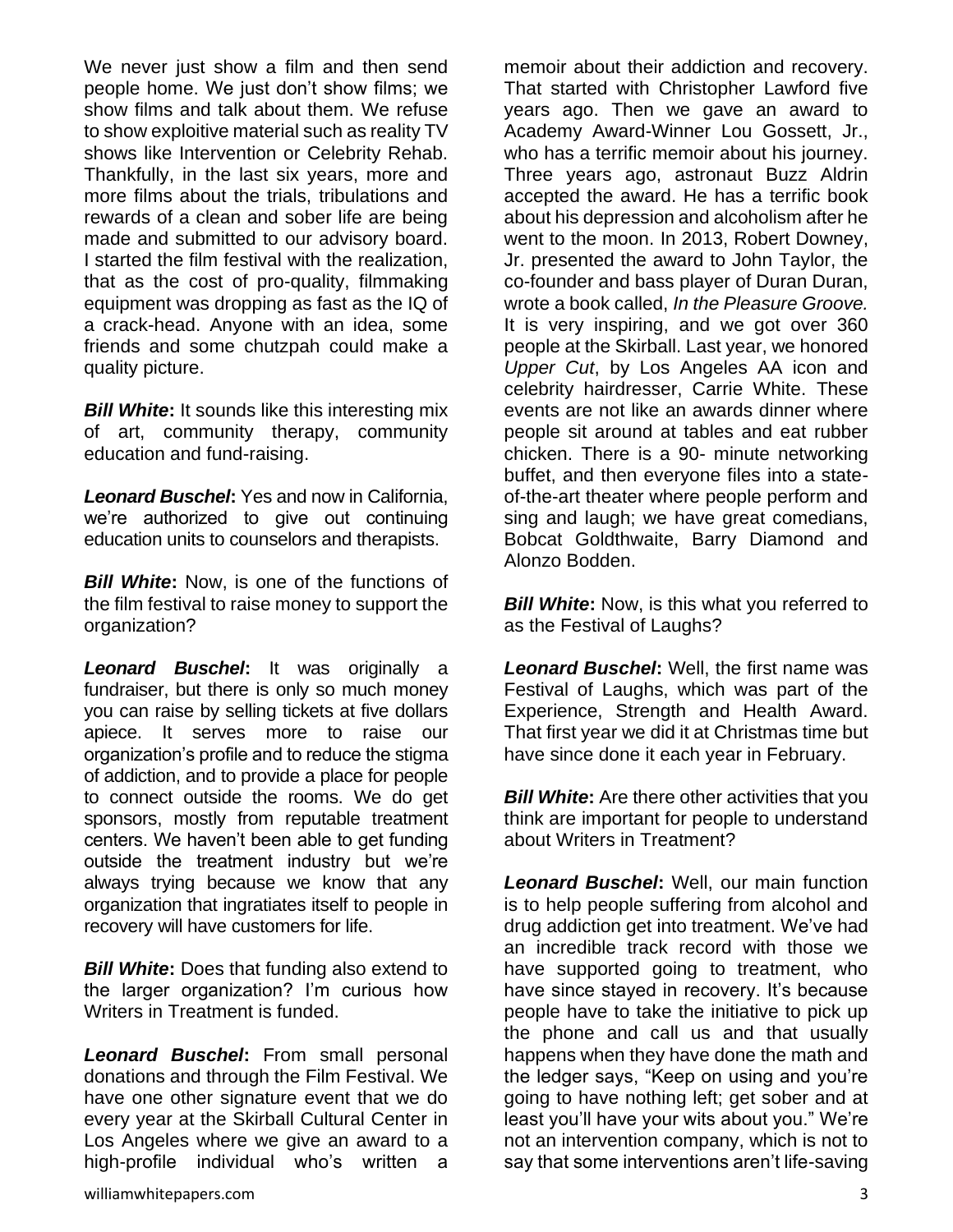We never just show a film and then send people home. We just don't show films; we show films and talk about them. We refuse to show exploitive material such as reality TV shows like Intervention or Celebrity Rehab. Thankfully, in the last six years, more and more films about the trials, tribulations and rewards of a clean and sober life are being made and submitted to our advisory board. I started the film festival with the realization, that as the cost of pro-quality, filmmaking equipment was dropping as fast as the IQ of a crack-head. Anyone with an idea, some friends and some chutzpah could make a quality picture.

***Bill White*:** It sounds like this interesting mix of art, community therapy, community education and fund-raising.

***Leonard Buschel*:** Yes and now in California, we're authorized to give out continuing education units to counselors and therapists.

***Bill White*:** Now, is one of the functions of the film festival to raise money to support the organization?

***Leonard Buschel*:** It was originally a fundraiser, but there is only so much money you can raise by selling tickets at five dollars apiece. It serves more to raise our organization's profile and to reduce the stigma of addiction, and to provide a place for people to connect outside the rooms. We do get sponsors, mostly from reputable treatment centers. We haven't been able to get funding outside the treatment industry but we're always trying because we know that any organization that ingratiates itself to people in recovery will have customers for life.

***Bill White*:** Does that funding also extend to the larger organization? I'm curious how Writers in Treatment is funded.

***Leonard Buschel*:** From small personal donations and through the Film Festival. We have one other signature event that we do every year at the Skirball Cultural Center in Los Angeles where we give an award to a high-profile individual who's written a memoir about their addiction and recovery. That started with Christopher Lawford five years ago. Then we gave an award to Academy Award-Winner Lou Gossett, Jr., who has a terrific memoir about his journey. Three years ago, astronaut Buzz Aldrin accepted the award. He has a terrific book about his depression and alcoholism after he went to the moon. In 2013, Robert Downey, Jr. presented the award to John Taylor, the co-founder and bass player of Duran Duran, wrote a book called, *In the Pleasure Groove.* It is very inspiring, and we got over 360 people at the Skirball. Last year, we honored *Upper Cut*, by Los Angeles AA icon and celebrity hairdresser, Carrie White. These events are not like an awards dinner where people sit around at tables and eat rubber chicken. There is a 90- minute networking buffet, and then everyone files into a state-of-the-art theater where people perform and sing and laugh; we have great comedians, Bobcat Goldthwaite, Barry Diamond and Alonzo Bodden.

***Bill White*:** Now, is this what you referred to as the Festival of Laughs?

***Leonard Buschel*:** Well, the first name was Festival of Laughs, which was part of the Experience, Strength and Health Award. That first year we did it at Christmas time but have since done it each year in February.

***Bill White*:** Are there other activities that you think are important for people to understand about Writers in Treatment?

***Leonard Buschel*:** Well, our main function is to help people suffering from alcohol and drug addiction get into treatment. We've had an incredible track record with those we have supported going to treatment, who have since stayed in recovery. It's because people have to take the initiative to pick up the phone and call us and that usually happens when they have done the math and the ledger says, "Keep on using and you're going to have nothing left; get sober and at least you'll have your wits about you." We're not an intervention company, which is not to say that some interventions aren't life-saving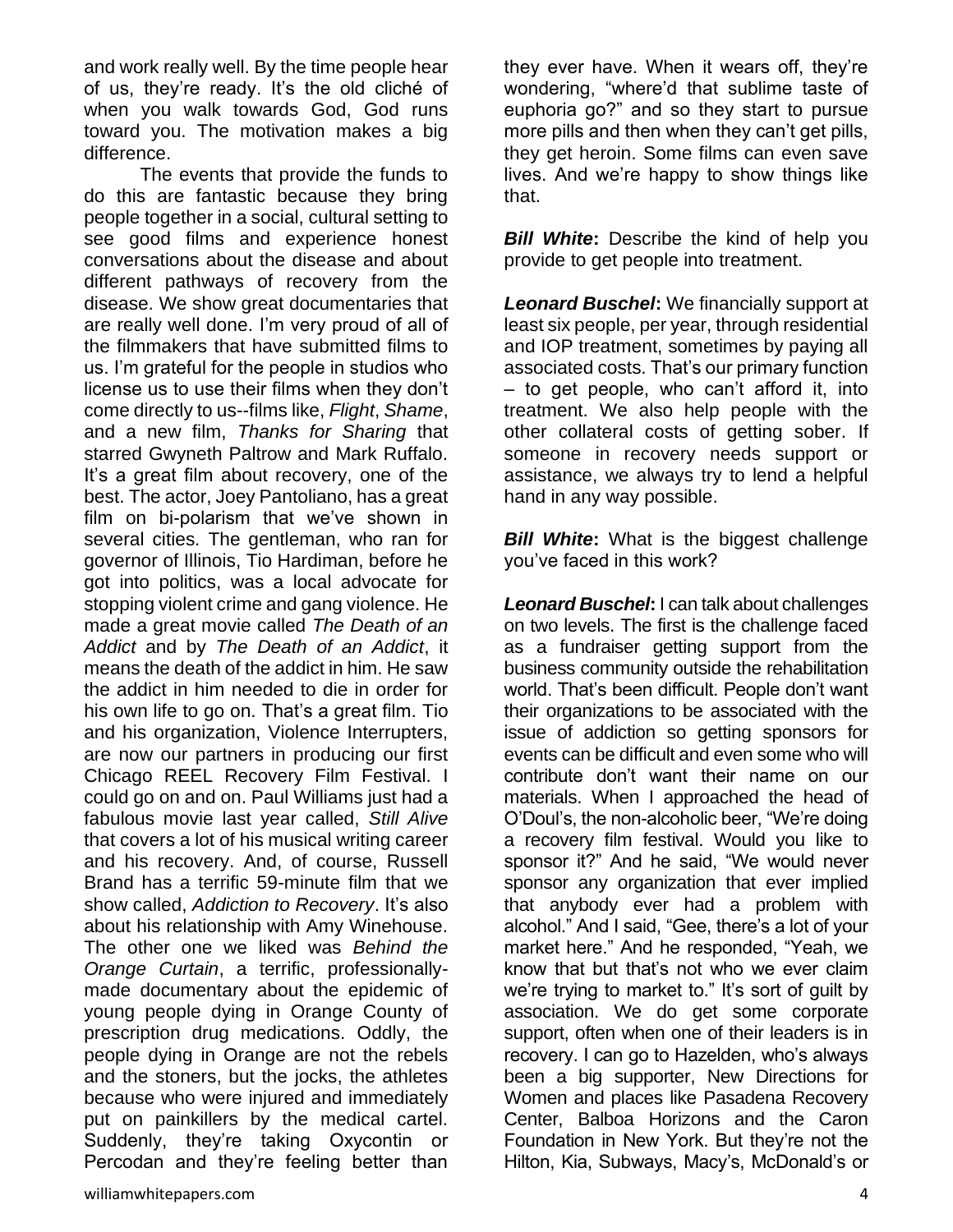and work really well. By the time people hear of us, they're ready. It's the old cliché of when you walk towards God, God runs toward you. The motivation makes a big difference.

The events that provide the funds to do this are fantastic because they bring people together in a social, cultural setting to see good films and experience honest conversations about the disease and about different pathways of recovery from the disease. We show great documentaries that are really well done. I'm very proud of all of the filmmakers that have submitted films to us. I'm grateful for the people in studios who license us to use their films when they don't come directly to us--films like, *Flight*, *Shame*, and a new film, *Thanks for Sharing* that starred Gwyneth Paltrow and Mark Ruffalo. It's a great film about recovery, one of the best. The actor, Joey Pantoliano, has a great film on bi-polarism that we've shown in several cities. The gentleman, who ran for governor of Illinois, Tio Hardiman, before he got into politics, was a local advocate for stopping violent crime and gang violence. He made a great movie called *The Death of an Addict* and by *The Death of an Addict*, it means the death of the addict in him. He saw the addict in him needed to die in order for his own life to go on. That's a great film. Tio and his organization, Violence Interrupters, are now our partners in producing our first Chicago REEL Recovery Film Festival. I could go on and on. Paul Williams just had a fabulous movie last year called, *Still Alive* that covers a lot of his musical writing career and his recovery. And, of course, Russell Brand has a terrific 59-minute film that we show called, *Addiction to Recovery*. It's also about his relationship with Amy Winehouse. The other one we liked was *Behind the Orange Curtain*, a terrific, professionally-made documentary about the epidemic of young people dying in Orange County of prescription drug medications. Oddly, the people dying in Orange are not the rebels and the stoners, but the jocks, the athletes because who were injured and immediately put on painkillers by the medical cartel. Suddenly, they're taking Oxycontin or Percodan and they're feeling better than they ever have. When it wears off, they're wondering, "where'd that sublime taste of euphoria go?" and so they start to pursue more pills and then when they can't get pills, they get heroin. Some films can even save lives. And we're happy to show things like that.

***Bill White*:** Describe the kind of help you provide to get people into treatment.

***Leonard Buschel*:** We financially support at least six people, per year, through residential and IOP treatment, sometimes by paying all associated costs. That's our primary function – to get people, who can't afford it, into treatment. We also help people with the other collateral costs of getting sober. If someone in recovery needs support or assistance, we always try to lend a helpful hand in any way possible.

***Bill White*:** What is the biggest challenge you've faced in this work?

***Leonard Buschel*:** I can talk about challenges on two levels. The first is the challenge faced as a fundraiser getting support from the business community outside the rehabilitation world. That's been difficult. People don't want their organizations to be associated with the issue of addiction so getting sponsors for events can be difficult and even some who will contribute don't want their name on our materials. When I approached the head of O'Doul's, the non-alcoholic beer, "We're doing a recovery film festival. Would you like to sponsor it?" And he said, "We would never sponsor any organization that ever implied that anybody ever had a problem with alcohol." And I said, "Gee, there's a lot of your market here." And he responded, "Yeah, we know that but that's not who we ever claim we're trying to market to." It's sort of guilt by association. We do get some corporate support, often when one of their leaders is in recovery. I can go to Hazelden, who's always been a big supporter, New Directions for Women and places like Pasadena Recovery Center, Balboa Horizons and the Caron Foundation in New York. But they're not the Hilton, Kia, Subways, Macy's, McDonald's or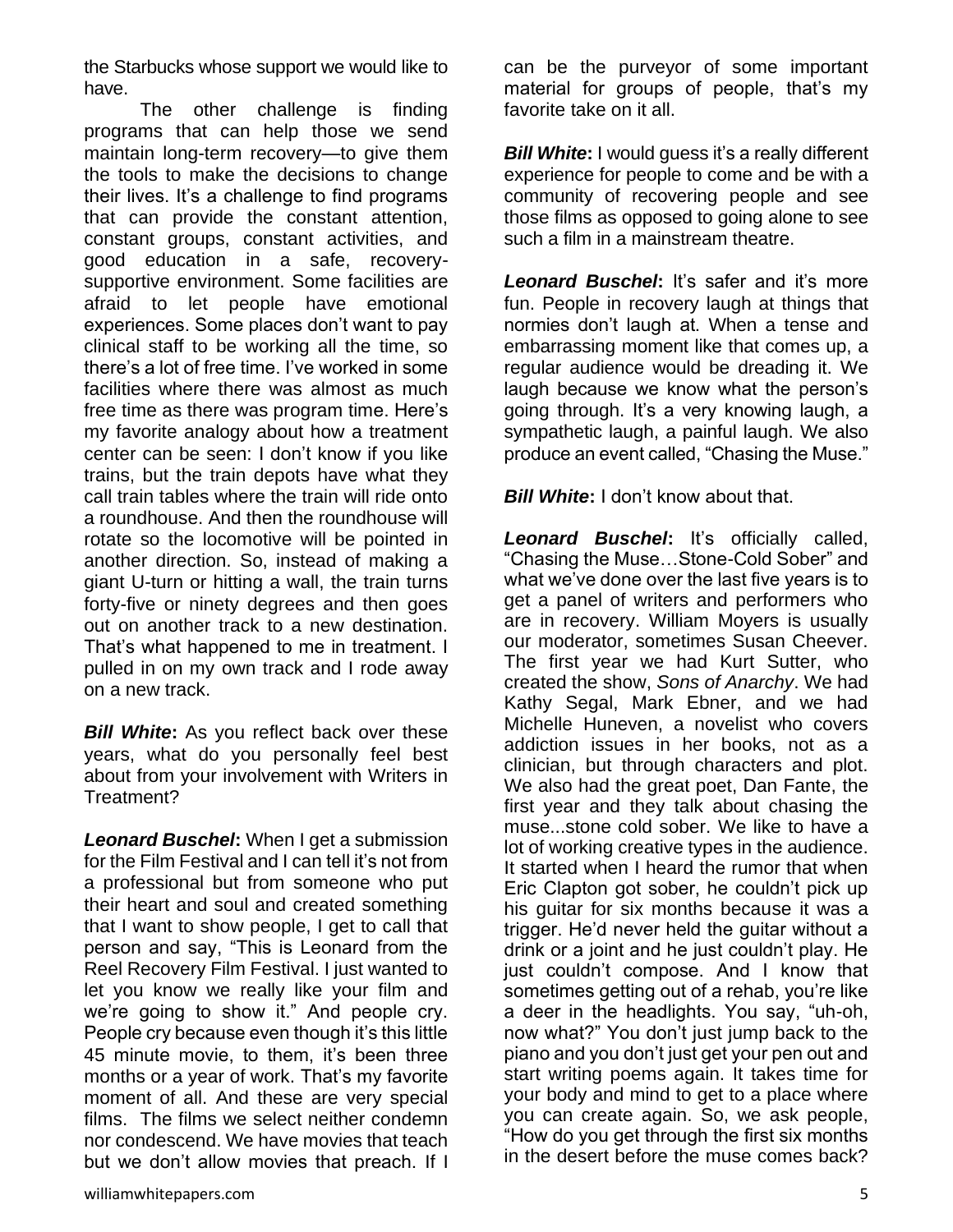the Starbucks whose support we would like to have.

The other challenge is finding programs that can help those we send maintain long-term recovery—to give them the tools to make the decisions to change their lives. It's a challenge to find programs that can provide the constant attention, constant groups, constant activities, and good education in a safe, recovery-supportive environment. Some facilities are afraid to let people have emotional experiences. Some places don't want to pay clinical staff to be working all the time, so there's a lot of free time. I've worked in some facilities where there was almost as much free time as there was program time. Here's my favorite analogy about how a treatment center can be seen: I don't know if you like trains, but the train depots have what they call train tables where the train will ride onto a roundhouse. And then the roundhouse will rotate so the locomotive will be pointed in another direction. So, instead of making a giant U-turn or hitting a wall, the train turns forty-five or ninety degrees and then goes out on another track to a new destination. That's what happened to me in treatment. I pulled in on my own track and I rode away on a new track.

***Bill White*:** As you reflect back over these years, what do you personally feel best about from your involvement with Writers in Treatment?

***Leonard Buschel*:** When I get a submission for the Film Festival and I can tell it's not from a professional but from someone who put their heart and soul and created something that I want to show people, I get to call that person and say, "This is Leonard from the Reel Recovery Film Festival. I just wanted to let you know we really like your film and we're going to show it." And people cry. People cry because even though it's this little 45 minute movie, to them, it's been three months or a year of work. That's my favorite moment of all. And these are very special films. The films we select neither condemn nor condescend. We have movies that teach but we don't allow movies that preach. If I can be the purveyor of some important material for groups of people, that's my favorite take on it all.

***Bill White*:** I would guess it's a really different experience for people to come and be with a community of recovering people and see those films as opposed to going alone to see such a film in a mainstream theatre.

***Leonard Buschel*:** It's safer and it's more fun. People in recovery laugh at things that normies don't laugh at. When a tense and embarrassing moment like that comes up, a regular audience would be dreading it. We laugh because we know what the person's going through. It's a very knowing laugh, a sympathetic laugh, a painful laugh. We also produce an event called, "Chasing the Muse."

***Bill White*:** I don't know about that.

***Leonard Buschel*:** It's officially called, "Chasing the Muse…Stone-Cold Sober" and what we've done over the last five years is to get a panel of writers and performers who are in recovery. William Moyers is usually our moderator, sometimes Susan Cheever. The first year we had Kurt Sutter, who created the show, *Sons of Anarchy*. We had Kathy Segal, Mark Ebner, and we had Michelle Huneven, a novelist who covers addiction issues in her books, not as a clinician, but through characters and plot. We also had the great poet, Dan Fante, the first year and they talk about chasing the muse...stone cold sober. We like to have a lot of working creative types in the audience. It started when I heard the rumor that when Eric Clapton got sober, he couldn't pick up his guitar for six months because it was a trigger. He'd never held the guitar without a drink or a joint and he just couldn't play. He just couldn't compose. And I know that sometimes getting out of a rehab, you're like a deer in the headlights. You say, "uh-oh, now what?" You don't just jump back to the piano and you don't just get your pen out and start writing poems again. It takes time for your body and mind to get to a place where you can create again. So, we ask people, "How do you get through the first six months in the desert before the muse comes back?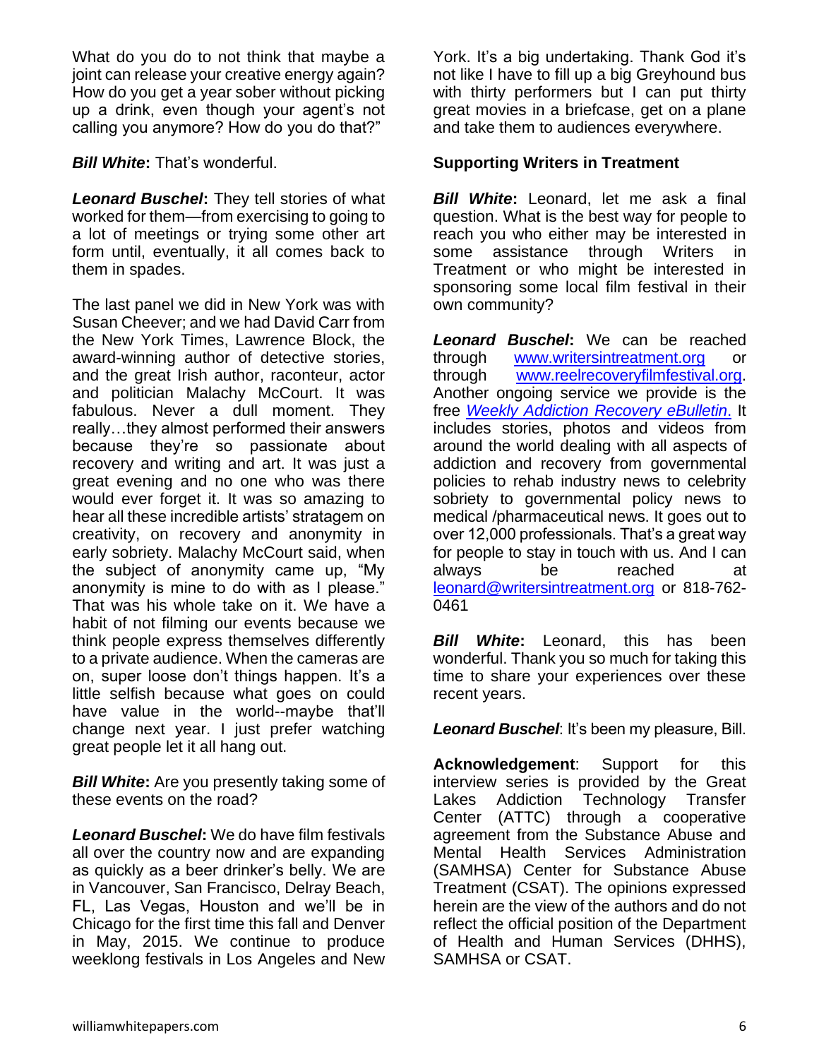What do you do to not think that maybe a joint can release your creative energy again? How do you get a year sober without picking up a drink, even though your agent's not calling you anymore? How do you do that?"

***Bill White*:** That's wonderful.

***Leonard Buschel*:** They tell stories of what worked for them—from exercising to going to a lot of meetings or trying some other art form until, eventually, it all comes back to them in spades.

The last panel we did in New York was with Susan Cheever; and we had David Carr from the New York Times, Lawrence Block, the award-winning author of detective stories, and the great Irish author, raconteur, actor and politician Malachy McCourt. It was fabulous. Never a dull moment. They really…they almost performed their answers because they're so passionate about recovery and writing and art. It was just a great evening and no one who was there would ever forget it. It was so amazing to hear all these incredible artists' stratagem on creativity, on recovery and anonymity in early sobriety. Malachy McCourt said, when the subject of anonymity came up, "My anonymity is mine to do with as I please." That was his whole take on it. We have a habit of not filming our events because we think people express themselves differently to a private audience. When the cameras are on, super loose don't things happen. It's a little selfish because what goes on could have value in the world--maybe that'll change next year. I just prefer watching great people let it all hang out.

***Bill White*:** Are you presently taking some of these events on the road?

***Leonard Buschel*:** We do have film festivals all over the country now and are expanding as quickly as a beer drinker's belly. We are in Vancouver, San Francisco, Delray Beach, FL, Las Vegas, Houston and we'll be in Chicago for the first time this fall and Denver in May, 2015. We continue to produce weeklong festivals in Los Angeles and New York. It's a big undertaking. Thank God it's not like I have to fill up a big Greyhound bus with thirty performers but I can put thirty great movies in a briefcase, get on a plane and take them to audiences everywhere.

**Supporting Writers in Treatment**

***Bill White*:** Leonard, let me ask a final question. What is the best way for people to reach you who either may be interested in some assistance through Writers in Treatment or who might be interested in sponsoring some local film festival in their own community?

***Leonard Buschel*:** We can be reached through www.writersintreatment.org or through www.reelrecoveryfilmfestival.org. Another ongoing service we provide is the free *Weekly Addiction Recovery eBulletin*. It includes stories, photos and videos from around the world dealing with all aspects of addiction and recovery from governmental policies to rehab industry news to celebrity sobriety to governmental policy news to medical /pharmaceutical news. It goes out to over 12,000 professionals. That's a great way for people to stay in touch with us. And I can always be reached at leonard@writersintreatment.org or 818-762-0461

***Bill White*:** Leonard, this has been wonderful. Thank you so much for taking this time to share your experiences over these recent years.

***Leonard Buschel***: It's been my pleasure, Bill.

**Acknowledgement**: Support for this interview series is provided by the Great Lakes Addiction Technology Transfer Center (ATTC) through a cooperative agreement from the Substance Abuse and Mental Health Services Administration (SAMHSA) Center for Substance Abuse Treatment (CSAT). The opinions expressed herein are the view of the authors and do not reflect the official position of the Department of Health and Human Services (DHHS), SAMHSA or CSAT.